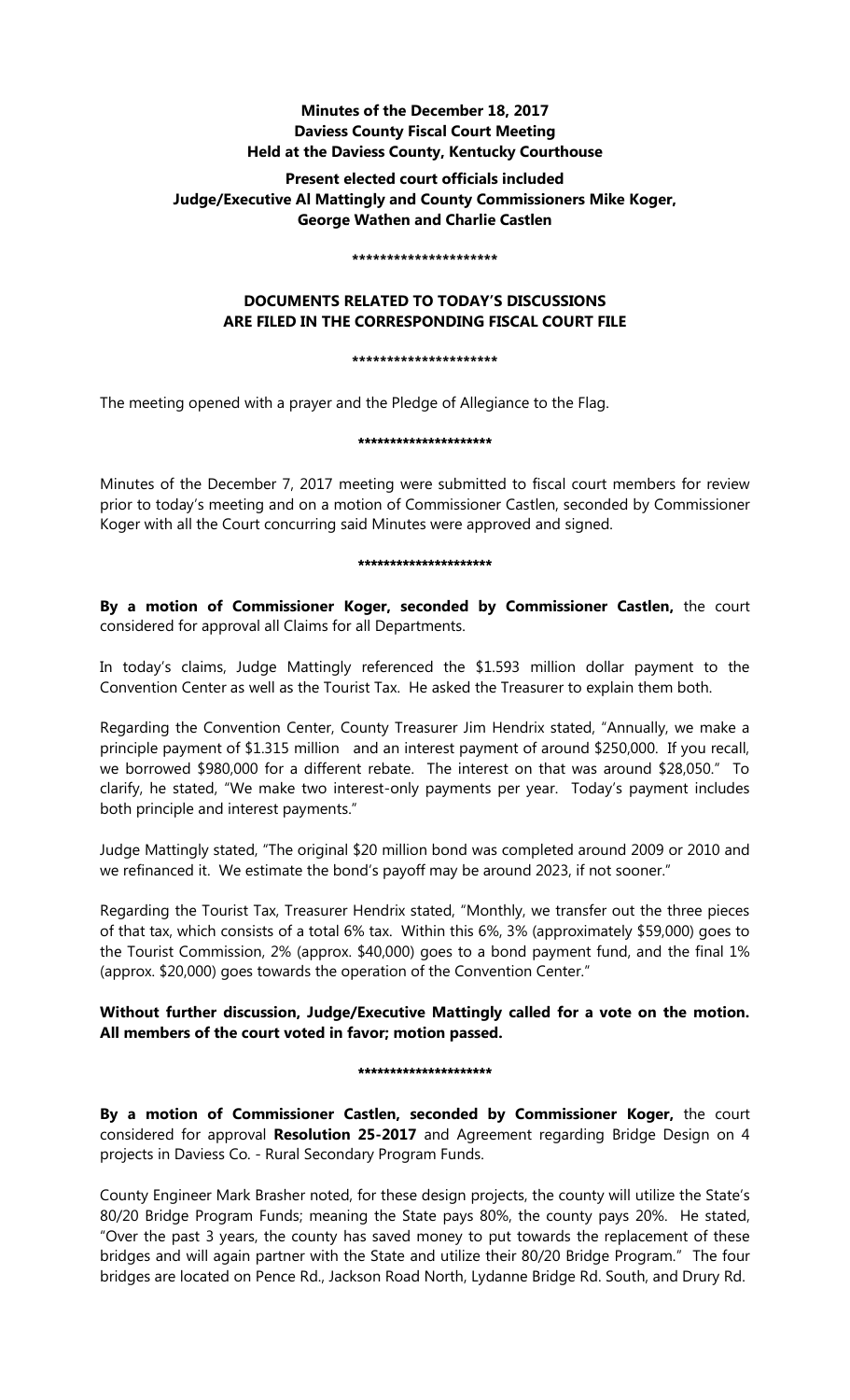**Minutes of the December 18, 2017**
**Daviess County Fiscal Court Meeting**
**Held at the Daviess County, Kentucky Courthouse**

**Present elected court officials included**
**Judge/Executive Al Mattingly and County Commissioners Mike Koger, George Wathen and Charlie Castlen**

*********************

**DOCUMENTS RELATED TO TODAY'S DISCUSSIONS ARE FILED IN THE CORRESPONDING FISCAL COURT FILE**

*********************

The meeting opened with a prayer and the Pledge of Allegiance to the Flag.

*********************

Minutes of the December 7, 2017 meeting were submitted to fiscal court members for review prior to today's meeting and on a motion of Commissioner Castlen, seconded by Commissioner Koger with all the Court concurring said Minutes were approved and signed.

*********************

**By a motion of Commissioner Koger, seconded by Commissioner Castlen,** the court considered for approval all Claims for all Departments.

In today's claims, Judge Mattingly referenced the $1.593 million dollar payment to the Convention Center as well as the Tourist Tax. He asked the Treasurer to explain them both.

Regarding the Convention Center, County Treasurer Jim Hendrix stated, "Annually, we make a principle payment of $1.315 million and an interest payment of around $250,000. If you recall, we borrowed $980,000 for a different rebate. The interest on that was around $28,050." To clarify, he stated, "We make two interest-only payments per year. Today's payment includes both principle and interest payments."

Judge Mattingly stated, "The original $20 million bond was completed around 2009 or 2010 and we refinanced it. We estimate the bond's payoff may be around 2023, if not sooner."

Regarding the Tourist Tax, Treasurer Hendrix stated, "Monthly, we transfer out the three pieces of that tax, which consists of a total 6% tax. Within this 6%, 3% (approximately $59,000) goes to the Tourist Commission, 2% (approx. $40,000) goes to a bond payment fund, and the final 1% (approx. $20,000) goes towards the operation of the Convention Center."

**Without further discussion, Judge/Executive Mattingly called for a vote on the motion. All members of the court voted in favor; motion passed.**

*********************

**By a motion of Commissioner Castlen, seconded by Commissioner Koger,** the court considered for approval **Resolution 25-2017** and Agreement regarding Bridge Design on 4 projects in Daviess Co. - Rural Secondary Program Funds.

County Engineer Mark Brasher noted, for these design projects, the county will utilize the State's 80/20 Bridge Program Funds; meaning the State pays 80%, the county pays 20%. He stated, "Over the past 3 years, the county has saved money to put towards the replacement of these bridges and will again partner with the State and utilize their 80/20 Bridge Program." The four bridges are located on Pence Rd., Jackson Road North, Lydanne Bridge Rd. South, and Drury Rd.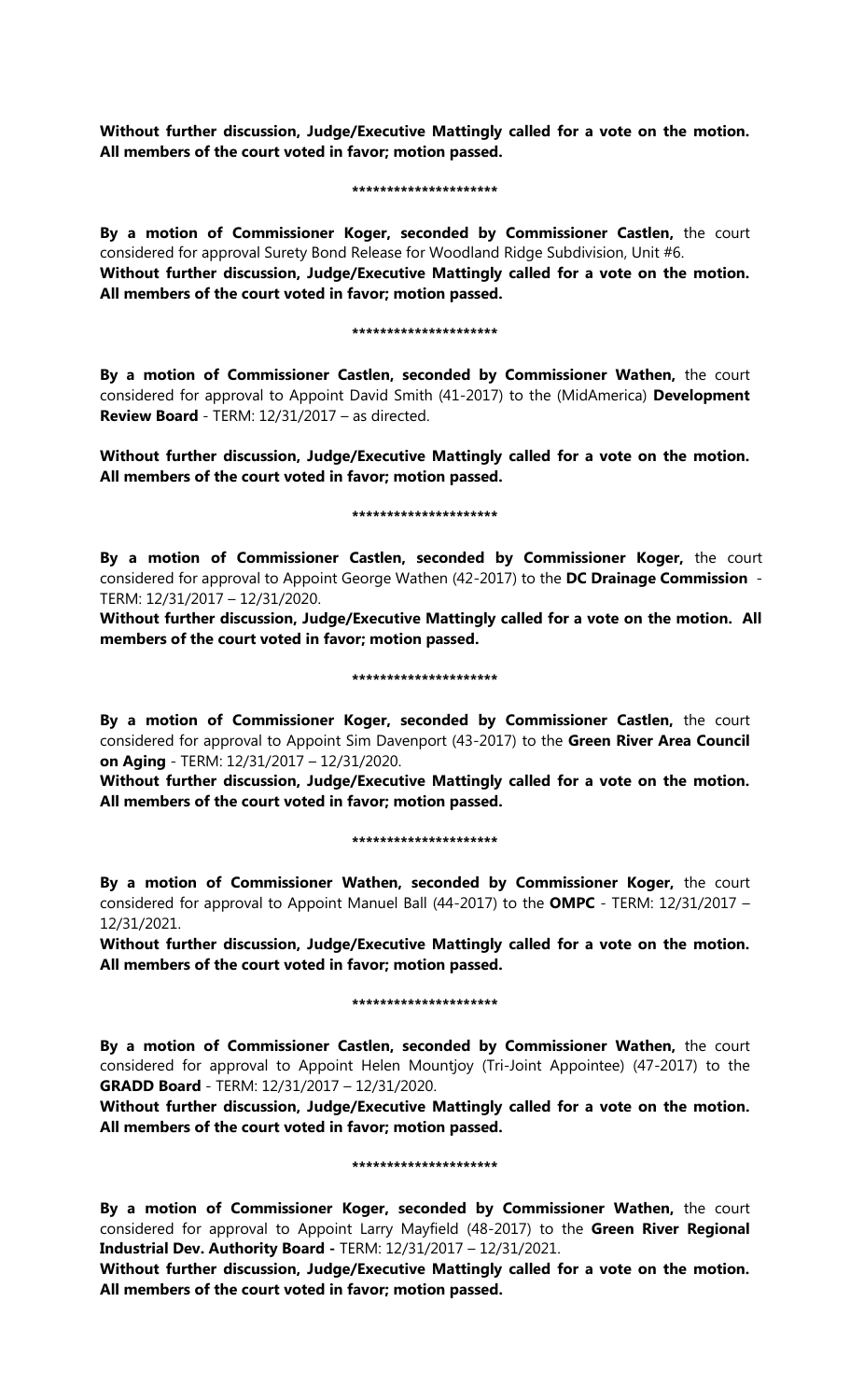**Without further discussion, Judge/Executive Mattingly called for a vote on the motion. All members of the court voted in favor; motion passed.**

*********************

**By a motion of Commissioner Koger, seconded by Commissioner Castlen,** the court considered for approval Surety Bond Release for Woodland Ridge Subdivision, Unit #6.
**Without further discussion, Judge/Executive Mattingly called for a vote on the motion. All members of the court voted in favor; motion passed.**

*********************

**By a motion of Commissioner Castlen, seconded by Commissioner Wathen,** the court considered for approval to Appoint David Smith (41-2017) to the (MidAmerica) **Development Review Board** - TERM: 12/31/2017 – as directed.

**Without further discussion, Judge/Executive Mattingly called for a vote on the motion. All members of the court voted in favor; motion passed.**

*********************

**By a motion of Commissioner Castlen, seconded by Commissioner Koger,** the court considered for approval to Appoint George Wathen (42-2017) to the **DC Drainage Commission** - TERM: 12/31/2017 – 12/31/2020.
**Without further discussion, Judge/Executive Mattingly called for a vote on the motion. All members of the court voted in favor; motion passed.**

*********************

**By a motion of Commissioner Koger, seconded by Commissioner Castlen,** the court considered for approval to Appoint Sim Davenport (43-2017) to the **Green River Area Council on Aging** - TERM: 12/31/2017 – 12/31/2020.
**Without further discussion, Judge/Executive Mattingly called for a vote on the motion. All members of the court voted in favor; motion passed.**

*********************

**By a motion of Commissioner Wathen, seconded by Commissioner Koger,** the court considered for approval to Appoint Manuel Ball (44-2017) to the **OMPC** - TERM: 12/31/2017 – 12/31/2021.
**Without further discussion, Judge/Executive Mattingly called for a vote on the motion. All members of the court voted in favor; motion passed.**

*********************

**By a motion of Commissioner Castlen, seconded by Commissioner Wathen,** the court considered for approval to Appoint Helen Mountjoy (Tri-Joint Appointee) (47-2017) to the **GRADD Board** - TERM: 12/31/2017 – 12/31/2020.
**Without further discussion, Judge/Executive Mattingly called for a vote on the motion. All members of the court voted in favor; motion passed.**

*********************

**By a motion of Commissioner Koger, seconded by Commissioner Wathen,** the court considered for approval to Appoint Larry Mayfield (48-2017) to the **Green River Regional Industrial Dev. Authority Board -** TERM: 12/31/2017 – 12/31/2021.
**Without further discussion, Judge/Executive Mattingly called for a vote on the motion. All members of the court voted in favor; motion passed.**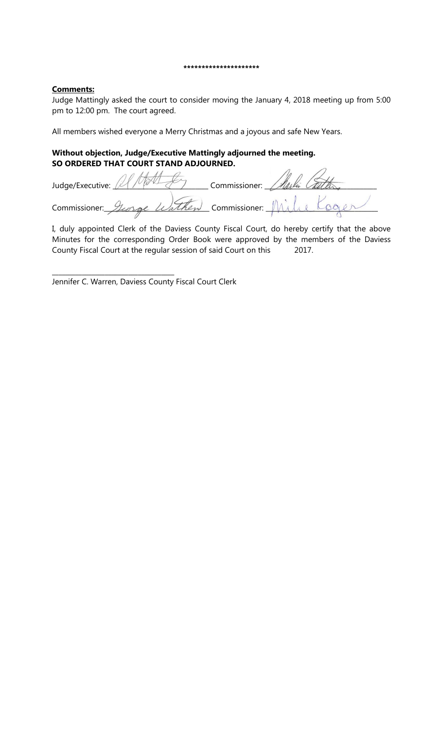*********************

**Comments:**

Judge Mattingly asked the court to consider moving the January 4, 2018 meeting up from 5:00 pm to 12:00 pm. The court agreed.

All members wished everyone a Merry Christmas and a joyous and safe New Years.

**Without objection, Judge/Executive Mattingly adjourned the meeting.**
**SO ORDERED THAT COURT STAND ADJOURNED.**

Judge/Executive: ____________________ Commissioner: ____________________

Commissioner: ____________________ Commissioner: ____________________

I, duly appointed Clerk of the Daviess County Fiscal Court, do hereby certify that the above Minutes for the corresponding Order Book were approved by the members of the Daviess County Fiscal Court at the regular session of said Court on this 2017.

____________________________________
Jennifer C. Warren, Daviess County Fiscal Court Clerk